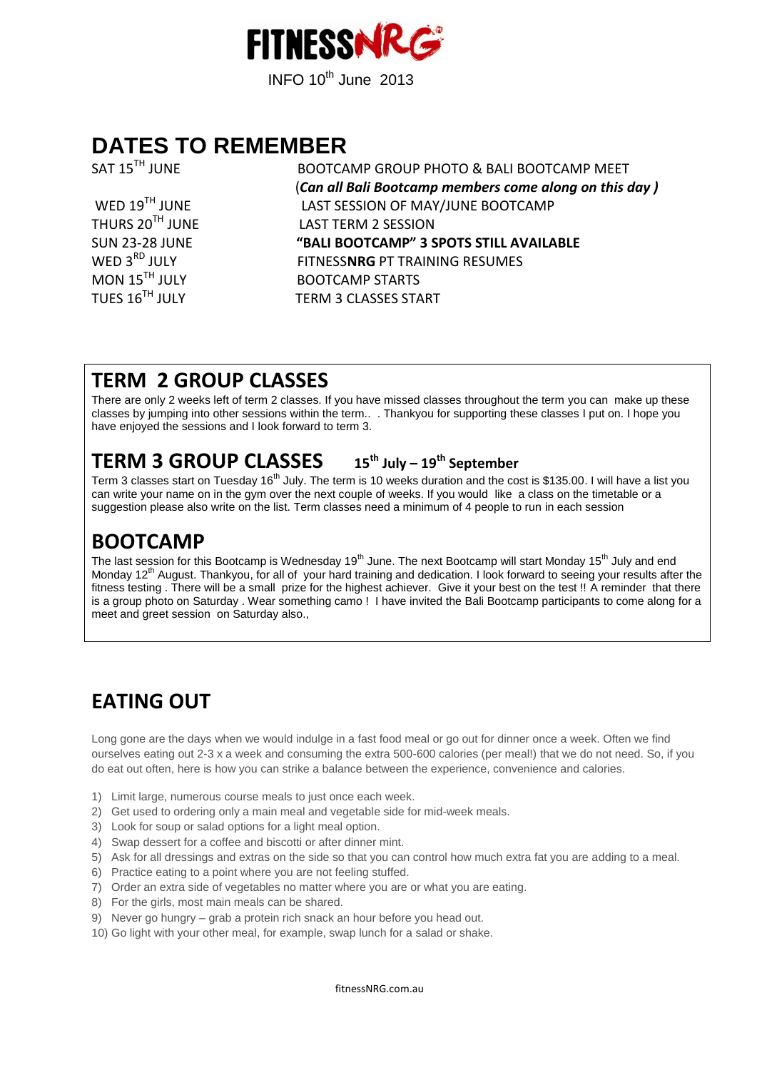# FITNESSNRG

INFO 10th June 2013

## DATES TO REMEMBER

| | |
|---|---|
| SAT 15TH JUNE | BOOTCAMP GROUP PHOTO & BALI BOOTCAMP MEET (***Can all Bali Bootcamp members come along on this day )*** |
| WED 19TH JUNE | LAST SESSION OF MAY/JUNE BOOTCAMP |
| THURS 20TH JUNE | LAST TERM 2 SESSION |
| SUN 23-28 JUNE | **"BALI BOOTCAMP" 3 SPOTS STILL AVAILABLE** |
| WED 3RD JULY | FITNESS**NRG** PT TRAINING RESUMES |
| MON 15TH JULY | BOOTCAMP STARTS |
| TUES 16TH JULY | TERM 3 CLASSES START |

## TERM 2 GROUP CLASSES

There are only 2 weeks left of term 2 classes. If you have missed classes throughout the term you can make up these classes by jumping into other sessions within the term.. . Thankyou for supporting these classes I put on. I hope you have enjoyed the sessions and I look forward to term 3.

## TERM 3 GROUP CLASSES 15th July – 19th September

Term 3 classes start on Tuesday 16th July. The term is 10 weeks duration and the cost is $135.00. I will have a list you can write your name on in the gym over the next couple of weeks. If you would like a class on the timetable or a suggestion please also write on the list. Term classes need a minimum of 4 people to run in each session

## BOOTCAMP

The last session for this Bootcamp is Wednesday 19th June. The next Bootcamp will start Monday 15th July and end Monday 12th August. Thankyou, for all of your hard training and dedication. I look forward to seeing your results after the fitness testing . There will be a small prize for the highest achiever. Give it your best on the test !! A reminder that there is a group photo on Saturday . Wear something camo ! I have invited the Bali Bootcamp participants to come along for a meet and greet session on Saturday also.,

## EATING OUT

Long gone are the days when we would indulge in a fast food meal or go out for dinner once a week. Often we find ourselves eating out 2-3 x a week and consuming the extra 500-600 calories (per meal!) that we do not need. So, if you do eat out often, here is how you can strike a balance between the experience, convenience and calories.

1) Limit large, numerous course meals to just once each week.
2) Get used to ordering only a main meal and vegetable side for mid-week meals.
3) Look for soup or salad options for a light meal option.
4) Swap dessert for a coffee and biscotti or after dinner mint.
5) Ask for all dressings and extras on the side so that you can control how much extra fat you are adding to a meal.
6) Practice eating to a point where you are not feeling stuffed.
7) Order an extra side of vegetables no matter where you are or what you are eating.
8) For the girls, most main meals can be shared.
9) Never go hungry – grab a protein rich snack an hour before you head out.
10) Go light with your other meal, for example, swap lunch for a salad or shake.

fitnessNRG.com.au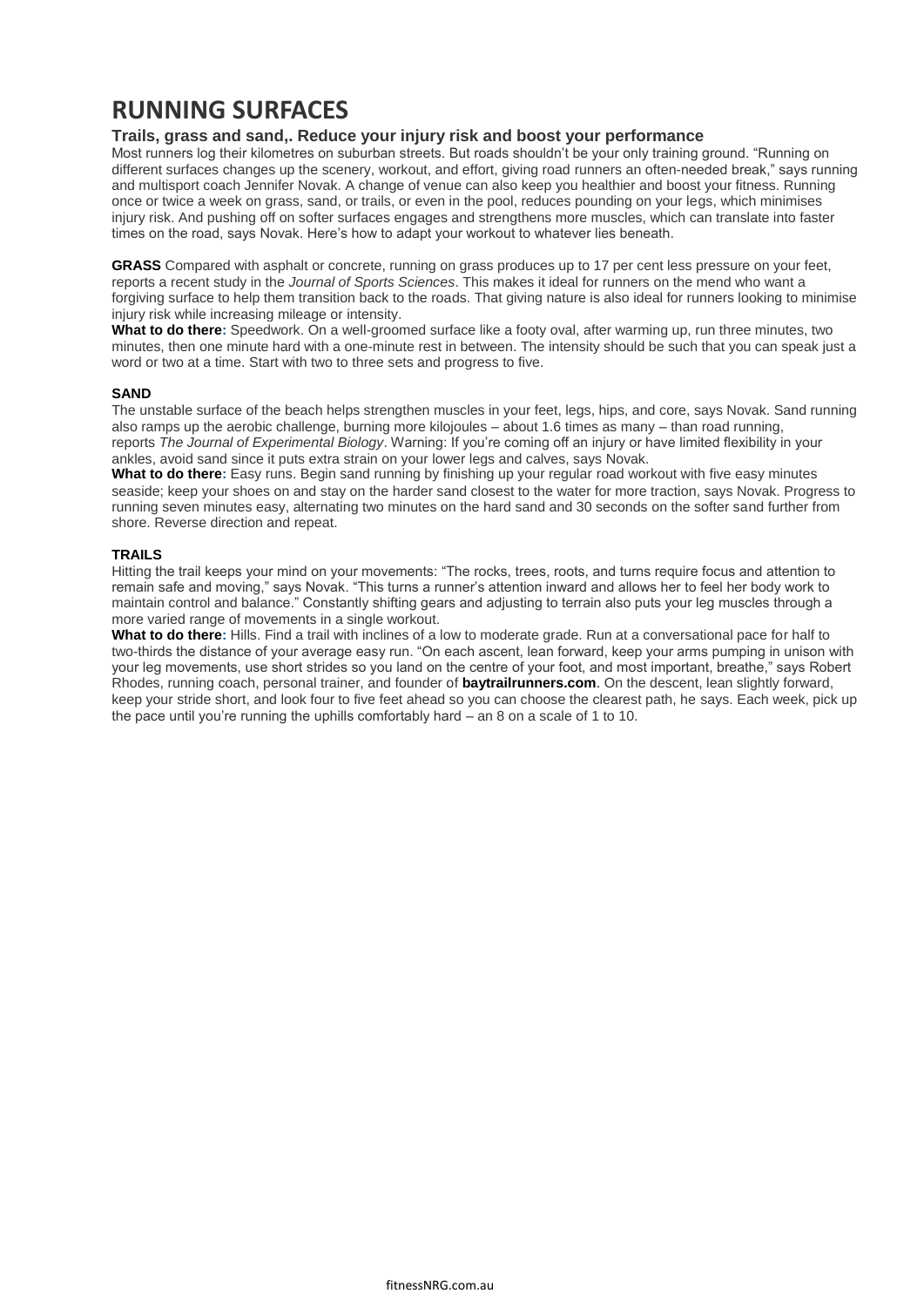# RUNNING SURFACES

### Trails, grass and sand,. Reduce your injury risk and boost your performance

Most runners log their kilometres on suburban streets. But roads shouldn't be your only training ground. "Running on different surfaces changes up the scenery, workout, and effort, giving road runners an often-needed break," says running and multisport coach Jennifer Novak. A change of venue can also keep you healthier and boost your fitness. Running once or twice a week on grass, sand, or trails, or even in the pool, reduces pounding on your legs, which minimises injury risk. And pushing off on softer surfaces engages and strengthens more muscles, which can translate into faster times on the road, says Novak. Here's how to adapt your workout to whatever lies beneath.

**GRASS** Compared with asphalt or concrete, running on grass produces up to 17 per cent less pressure on your feet, reports a recent study in the *Journal of Sports Sciences*. This makes it ideal for runners on the mend who want a forgiving surface to help them transition back to the roads. That giving nature is also ideal for runners looking to minimise injury risk while increasing mileage or intensity.

**What to do there:** Speedwork. On a well-groomed surface like a footy oval, after warming up, run three minutes, two minutes, then one minute hard with a one-minute rest in between. The intensity should be such that you can speak just a word or two at a time. Start with two to three sets and progress to five.

**SAND**

The unstable surface of the beach helps strengthen muscles in your feet, legs, hips, and core, says Novak. Sand running also ramps up the aerobic challenge, burning more kilojoules – about 1.6 times as many – than road running, reports *The Journal of Experimental Biology*. Warning: If you're coming off an injury or have limited flexibility in your ankles, avoid sand since it puts extra strain on your lower legs and calves, says Novak.

**What to do there:** Easy runs. Begin sand running by finishing up your regular road workout with five easy minutes seaside; keep your shoes on and stay on the harder sand closest to the water for more traction, says Novak. Progress to running seven minutes easy, alternating two minutes on the hard sand and 30 seconds on the softer sand further from shore. Reverse direction and repeat.

**TRAILS**

Hitting the trail keeps your mind on your movements: "The rocks, trees, roots, and turns require focus and attention to remain safe and moving," says Novak. "This turns a runner's attention inward and allows her to feel her body work to maintain control and balance." Constantly shifting gears and adjusting to terrain also puts your leg muscles through a more varied range of movements in a single workout.

**What to do there:** Hills. Find a trail with inclines of a low to moderate grade. Run at a conversational pace for half to two-thirds the distance of your average easy run. "On each ascent, lean forward, keep your arms pumping in unison with your leg movements, use short strides so you land on the centre of your foot, and most important, breathe," says Robert Rhodes, running coach, personal trainer, and founder of **baytrailrunners.com**. On the descent, lean slightly forward, keep your stride short, and look four to five feet ahead so you can choose the clearest path, he says. Each week, pick up the pace until you're running the uphills comfortably hard – an 8 on a scale of 1 to 10.